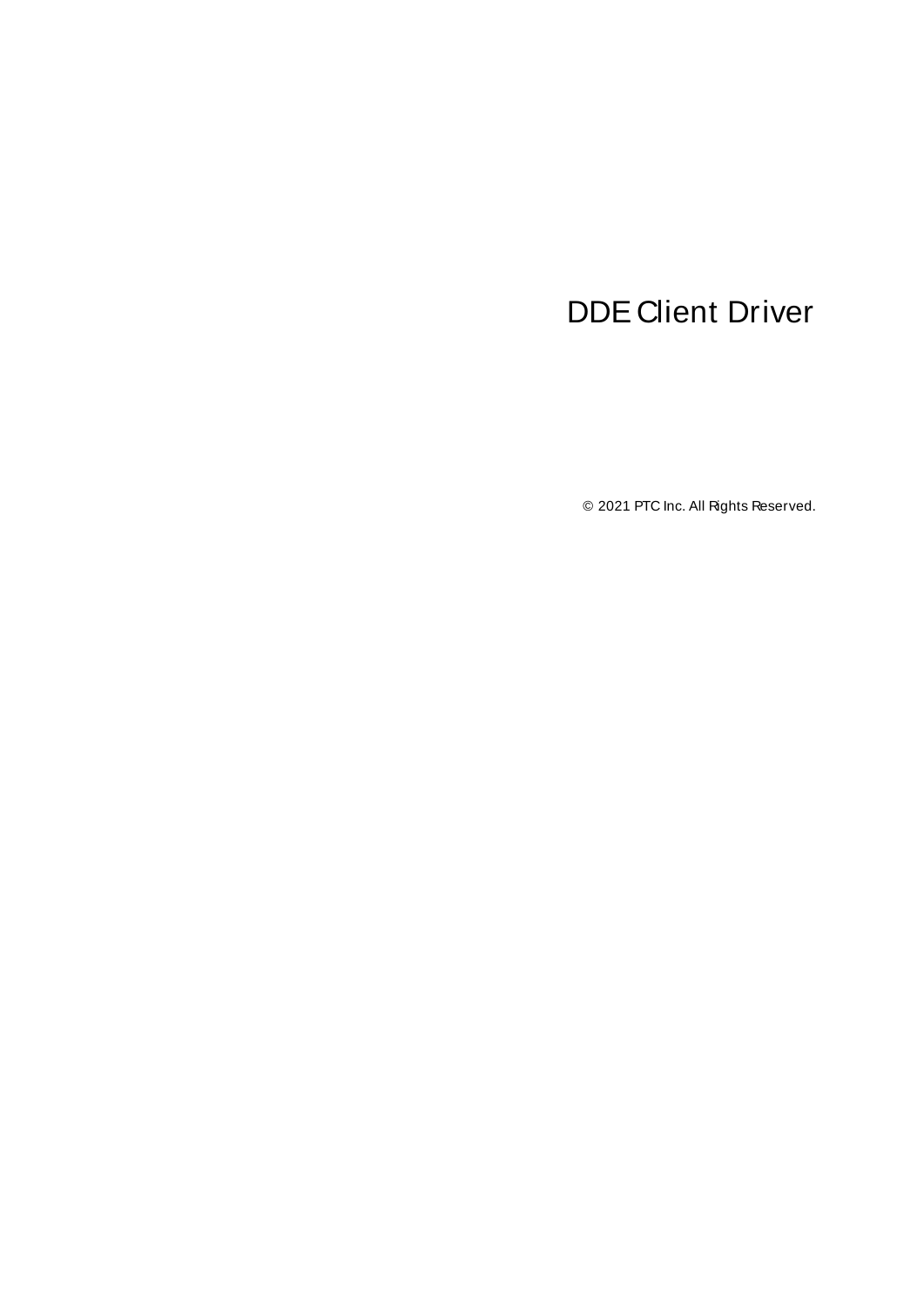# DDE Client Driver

© 2021 PTC Inc. All Rights Reserved.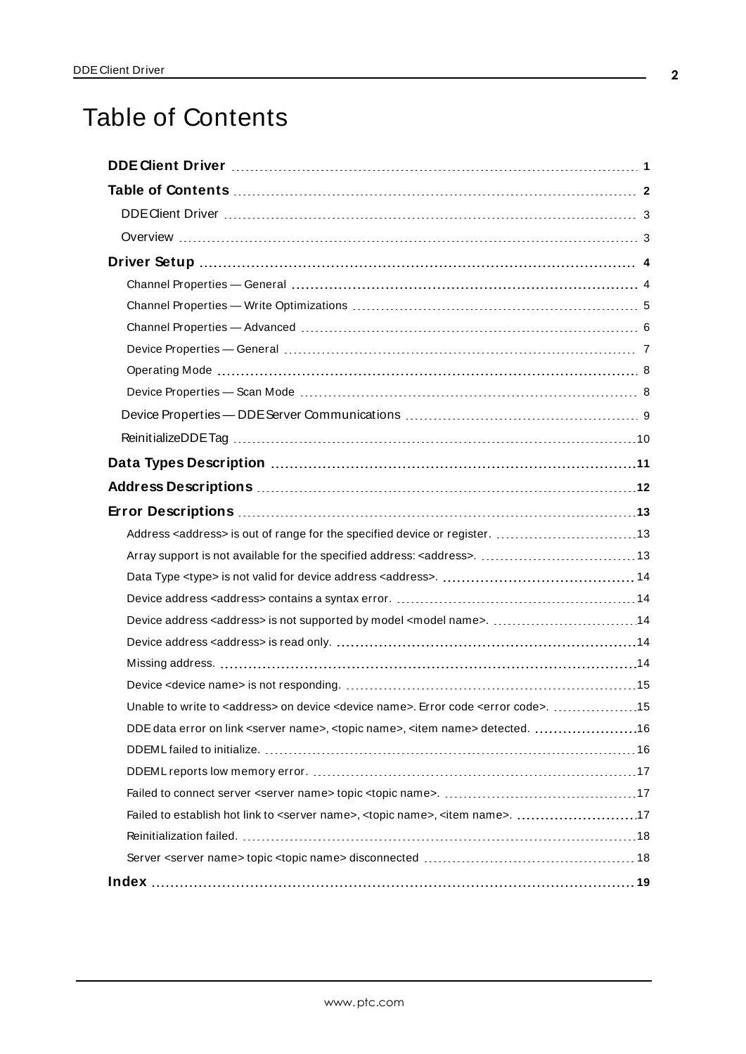# Table of Contents

**DDE Client Driver** 1

**Table of Contents** 2

- DDE Client Driver 3
- Overview 3

**Driver Setup** 4

- Channel Properties — General 4
- Channel Properties — Write Optimizations 5
- Channel Properties — Advanced 6
- Device Properties — General 7
- Operating Mode 8
- Device Properties — Scan Mode 8
- Device Properties — DDE Server Communications 9
- ReinitializeDDE Tag 10

**Data Types Description** 11

**Address Descriptions** 12

**Error Descriptions** 13

- Address <address> is out of range for the specified device or register. 13
- Array support is not available for the specified address: <address>. 13
- Data Type <type> is not valid for device address <address>. 14
- Device address <address> contains a syntax error. 14
- Device address <address> is not supported by model <model name>. 14
- Device address <address> is read only. 14
- Missing address. 14
- Device <device name> is not responding. 15
- Unable to write to <address> on device <device name>. Error code <error code>. 15
- DDE data error on link <server name>, <topic name>, <item name> detected. 16
- DDEML failed to initialize. 16
- DDEML reports low memory error. 17
- Failed to connect server <server name> topic <topic name>. 17
- Failed to establish hot link to <server name>, <topic name>, <item name>. 17
- Reinitialization failed. 18
- Server <server name> topic <topic name> disconnected 18

**Index** 19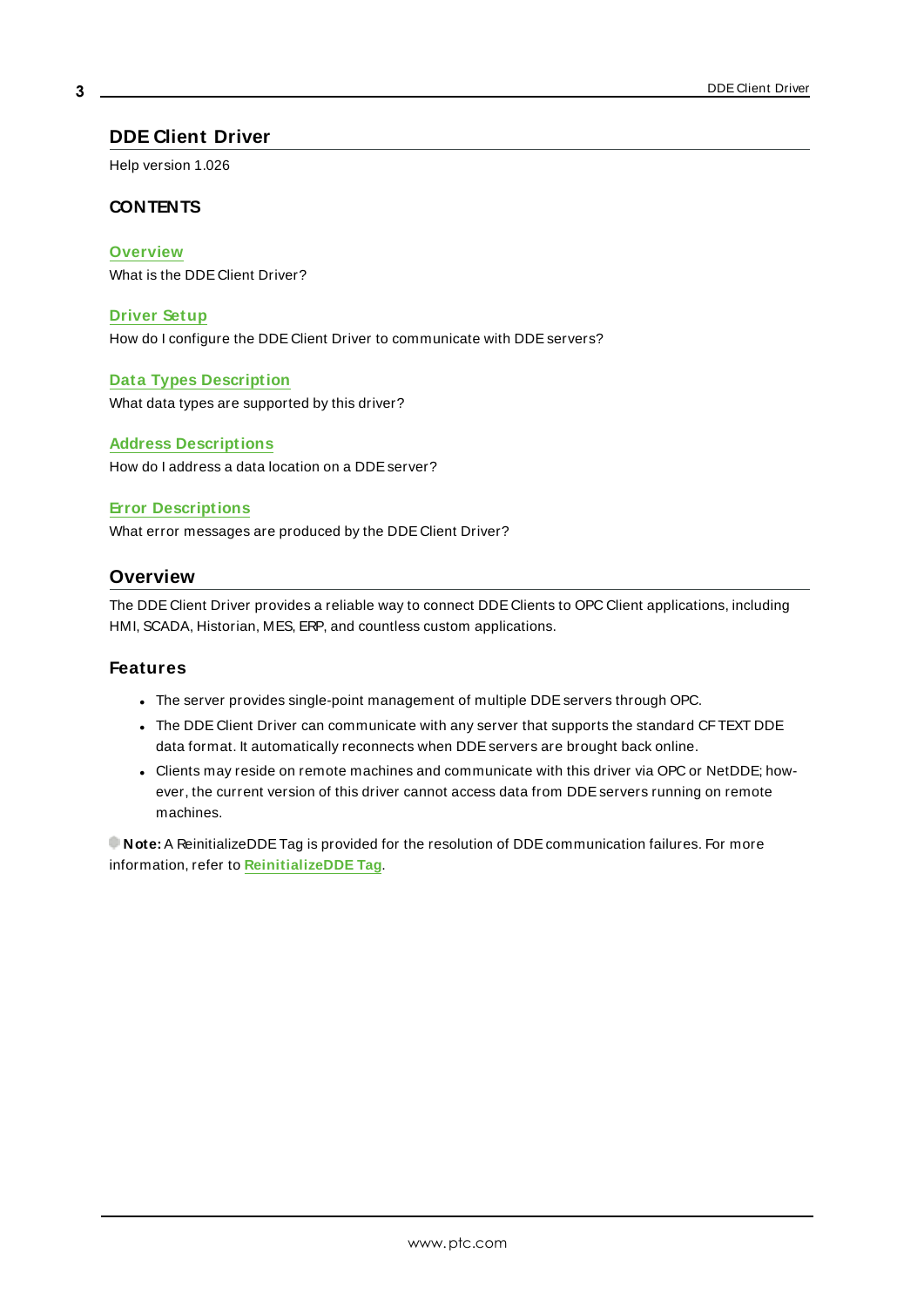# DDE Client Driver

Help version 1.026

## CONTENTS

**Overview**
What is the DDE Client Driver?

**Driver Setup**
How do I configure the DDE Client Driver to communicate with DDE servers?

**Data Types Description**
What data types are supported by this driver?

**Address Descriptions**
How do I address a data location on a DDE server?

**Error Descriptions**
What error messages are produced by the DDE Client Driver?

## Overview

The DDE Client Driver provides a reliable way to connect DDE Clients to OPC Client applications, including HMI, SCADA, Historian, MES, ERP, and countless custom applications.

### Features

- The server provides single-point management of multiple DDE servers through OPC.
- The DDE Client Driver can communicate with any server that supports the standard CF TEXT DDE data format. It automatically reconnects when DDE servers are brought back online.
- Clients may reside on remote machines and communicate with this driver via OPC or NetDDE; however, the current version of this driver cannot access data from DDE servers running on remote machines.

**Note:** A ReinitializeDDE Tag is provided for the resolution of DDE communication failures. For more information, refer to **ReinitializeDDE Tag**.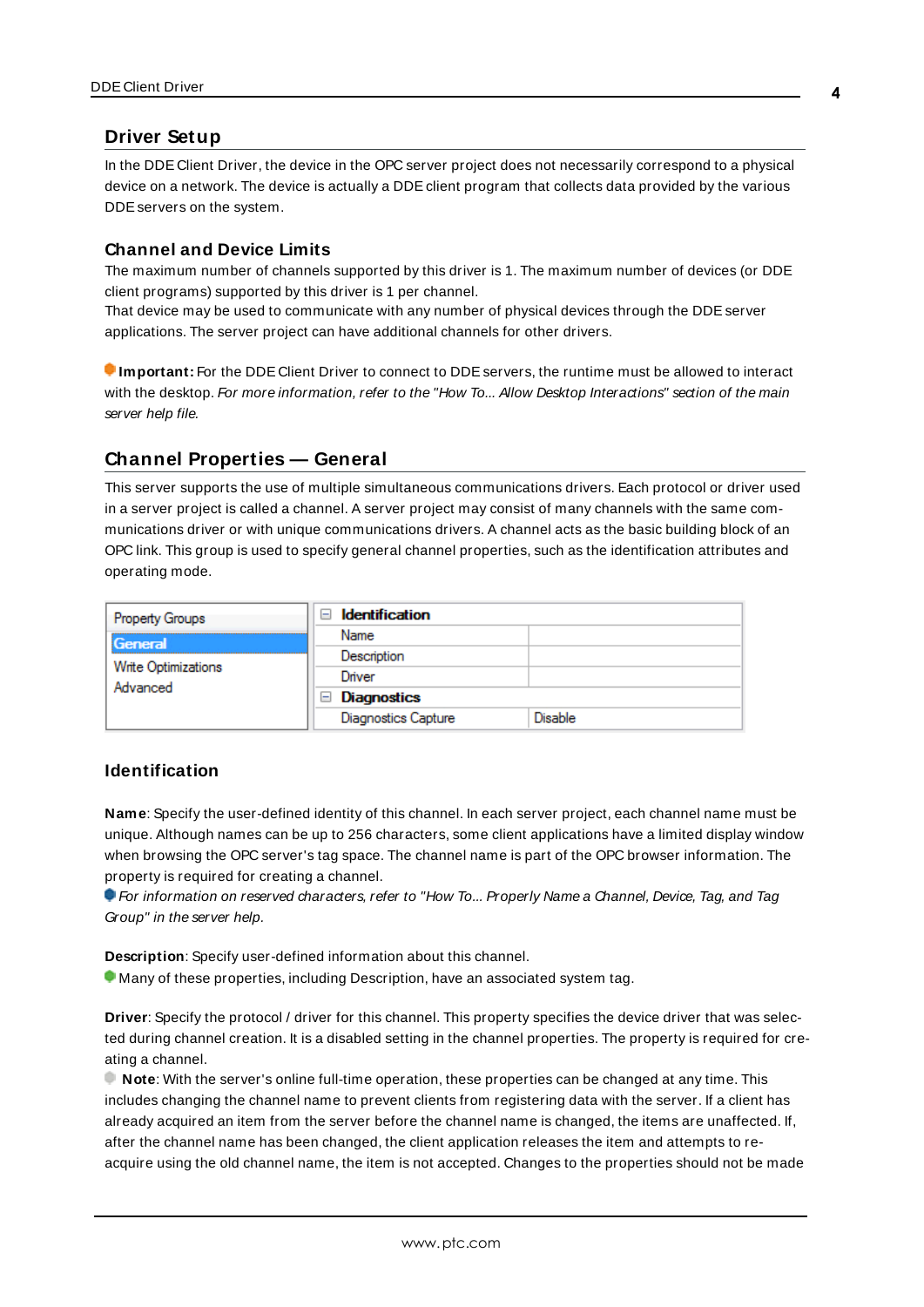## Driver Setup

In the DDE Client Driver, the device in the OPC server project does not necessarily correspond to a physical device on a network. The device is actually a DDE client program that collects data provided by the various DDE servers on the system.

### Channel and Device Limits

The maximum number of channels supported by this driver is 1. The maximum number of devices (or DDE client programs) supported by this driver is 1 per channel.
That device may be used to communicate with any number of physical devices through the DDE server applications. The server project can have additional channels for other drivers.

**Important:** For the DDE Client Driver to connect to DDE servers, the runtime must be allowed to interact with the desktop. *For more information, refer to the "How To... Allow Desktop Interactions" section of the main server help file.*

## Channel Properties — General

This server supports the use of multiple simultaneous communications drivers. Each protocol or driver used in a server project is called a channel. A server project may consist of many channels with the same communications driver or with unique communications drivers. A channel acts as the basic building block of an OPC link. This group is used to specify general channel properties, such as the identification attributes and operating mode.

| Property Groups | Identification | |
|---|---|---|
| General | Name | |
| Write Optimizations | Description | |
| Advanced | Driver | |
| | Diagnostics | |
| | Diagnostics Capture | Disable |

### Identification

**Name**: Specify the user-defined identity of this channel. In each server project, each channel name must be unique. Although names can be up to 256 characters, some client applications have a limited display window when browsing the OPC server's tag space. The channel name is part of the OPC browser information. The property is required for creating a channel.
*For information on reserved characters, refer to "How To... Properly Name a Channel, Device, Tag, and Tag Group" in the server help.*

**Description**: Specify user-defined information about this channel.
Many of these properties, including Description, have an associated system tag.

**Driver**: Specify the protocol / driver for this channel. This property specifies the device driver that was selected during channel creation. It is a disabled setting in the channel properties. The property is required for creating a channel.
**Note**: With the server's online full-time operation, these properties can be changed at any time. This includes changing the channel name to prevent clients from registering data with the server. If a client has already acquired an item from the server before the channel name is changed, the items are unaffected. If, after the channel name has been changed, the client application releases the item and attempts to re-acquire using the old channel name, the item is not accepted. Changes to the properties should not be made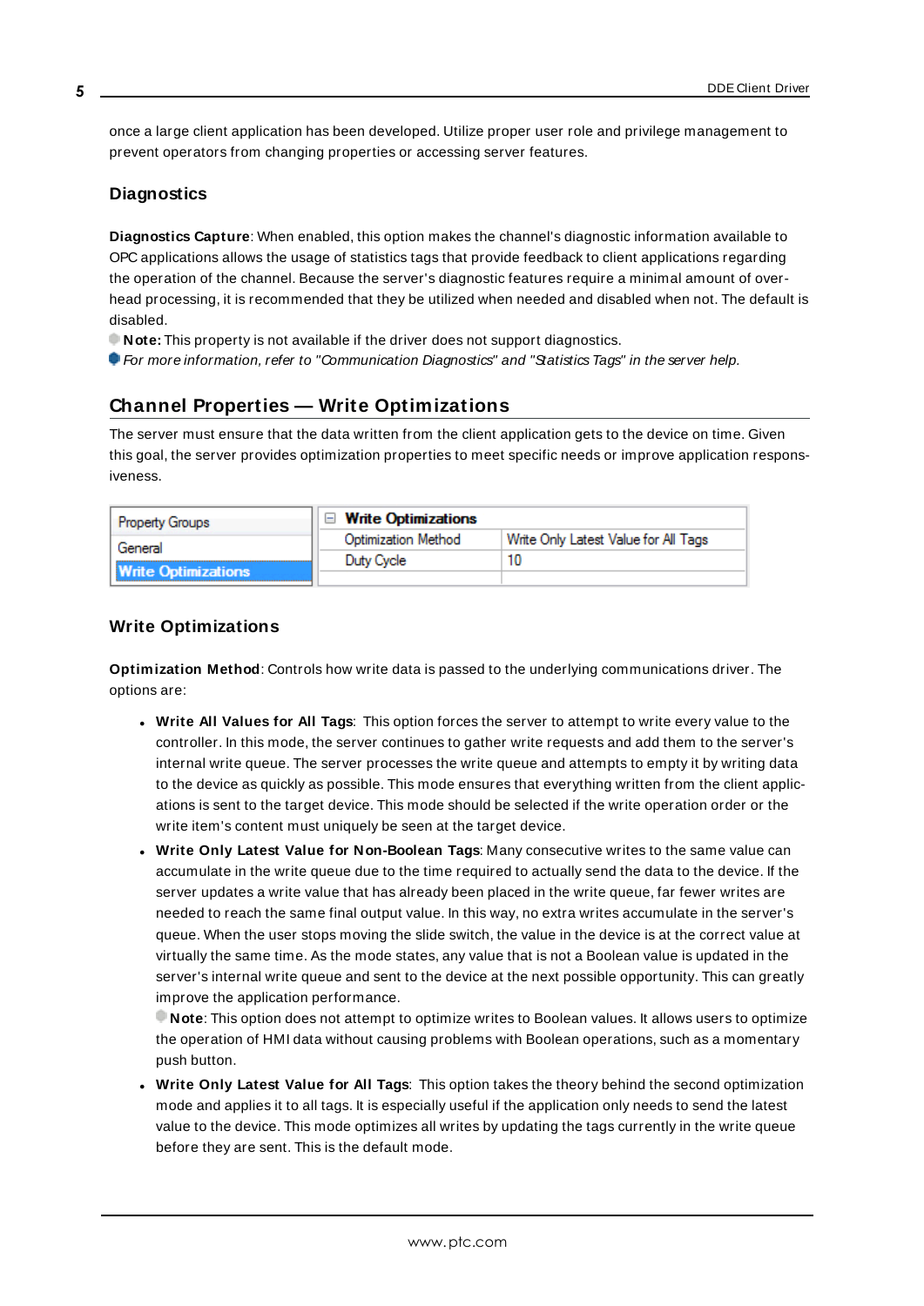once a large client application has been developed. Utilize proper user role and privilege management to prevent operators from changing properties or accessing server features.

### Diagnostics

**Diagnostics Capture**: When enabled, this option makes the channel's diagnostic information available to OPC applications allows the usage of statistics tags that provide feedback to client applications regarding the operation of the channel. Because the server's diagnostic features require a minimal amount of overhead processing, it is recommended that they be utilized when needed and disabled when not. The default is disabled.

**Note:** This property is not available if the driver does not support diagnostics.

*For more information, refer to "Communication Diagnostics" and "Statistics Tags" in the server help.*

## Channel Properties — Write Optimizations

The server must ensure that the data written from the client application gets to the device on time. Given this goal, the server provides optimization properties to meet specific needs or improve application responsiveness.

| Property Groups | Write Optimizations | |
|---|---|---|
| General | Optimization Method | Write Only Latest Value for All Tags |
| Write Optimizations | Duty Cycle | 10 |

### Write Optimizations

**Optimization Method**: Controls how write data is passed to the underlying communications driver. The options are:

- **Write All Values for All Tags**: This option forces the server to attempt to write every value to the controller. In this mode, the server continues to gather write requests and add them to the server's internal write queue. The server processes the write queue and attempts to empty it by writing data to the device as quickly as possible. This mode ensures that everything written from the client applications is sent to the target device. This mode should be selected if the write operation order or the write item's content must uniquely be seen at the target device.
- **Write Only Latest Value for Non-Boolean Tags**: Many consecutive writes to the same value can accumulate in the write queue due to the time required to actually send the data to the device. If the server updates a write value that has already been placed in the write queue, far fewer writes are needed to reach the same final output value. In this way, no extra writes accumulate in the server's queue. When the user stops moving the slide switch, the value in the device is at the correct value at virtually the same time. As the mode states, any value that is not a Boolean value is updated in the server's internal write queue and sent to the device at the next possible opportunity. This can greatly improve the application performance.

  **Note**: This option does not attempt to optimize writes to Boolean values. It allows users to optimize the operation of HMI data without causing problems with Boolean operations, such as a momentary push button.
- **Write Only Latest Value for All Tags**: This option takes the theory behind the second optimization mode and applies it to all tags. It is especially useful if the application only needs to send the latest value to the device. This mode optimizes all writes by updating the tags currently in the write queue before they are sent. This is the default mode.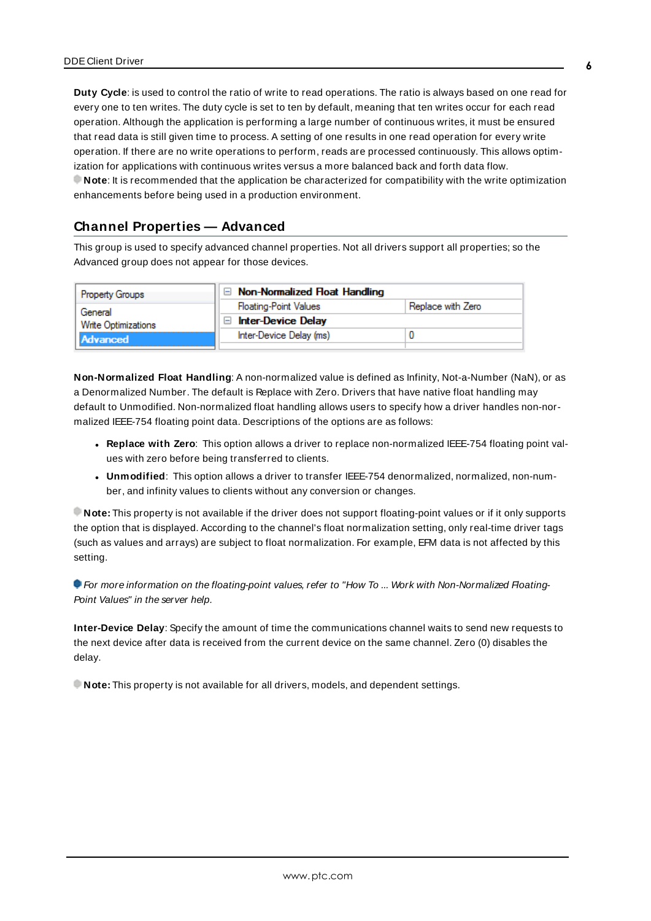**Duty Cycle**: is used to control the ratio of write to read operations. The ratio is always based on one read for every one to ten writes. The duty cycle is set to ten by default, meaning that ten writes occur for each read operation. Although the application is performing a large number of continuous writes, it must be ensured that read data is still given time to process. A setting of one results in one read operation for every write operation. If there are no write operations to perform, reads are processed continuously. This allows optimization for applications with continuous writes versus a more balanced back and forth data flow.

**Note**: It is recommended that the application be characterized for compatibility with the write optimization enhancements before being used in a production environment.

## Channel Properties — Advanced

This group is used to specify advanced channel properties. Not all drivers support all properties; so the Advanced group does not appear for those devices.

| Property Groups | Property | Value |
|---|---|---|
| General | **Non-Normalized Float Handling** | |
| Write Optimizations | Floating-Point Values | Replace with Zero |
| Advanced | **Inter-Device Delay** | |
| | Inter-Device Delay (ms) | 0 |

**Non-Normalized Float Handling**: A non-normalized value is defined as Infinity, Not-a-Number (NaN), or as a Denormalized Number. The default is Replace with Zero. Drivers that have native float handling may default to Unmodified. Non-normalized float handling allows users to specify how a driver handles non-normalized IEEE-754 floating point data. Descriptions of the options are as follows:

- **Replace with Zero**: This option allows a driver to replace non-normalized IEEE-754 floating point values with zero before being transferred to clients.
- **Unmodified**: This option allows a driver to transfer IEEE-754 denormalized, normalized, non-number, and infinity values to clients without any conversion or changes.

**Note:** This property is not available if the driver does not support floating-point values or if it only supports the option that is displayed. According to the channel's float normalization setting, only real-time driver tags (such as values and arrays) are subject to float normalization. For example, EFM data is not affected by this setting.

*For more information on the floating-point values, refer to "How To ... Work with Non-Normalized Floating-Point Values" in the server help.*

**Inter-Device Delay**: Specify the amount of time the communications channel waits to send new requests to the next device after data is received from the current device on the same channel. Zero (0) disables the delay.

**Note:** This property is not available for all drivers, models, and dependent settings.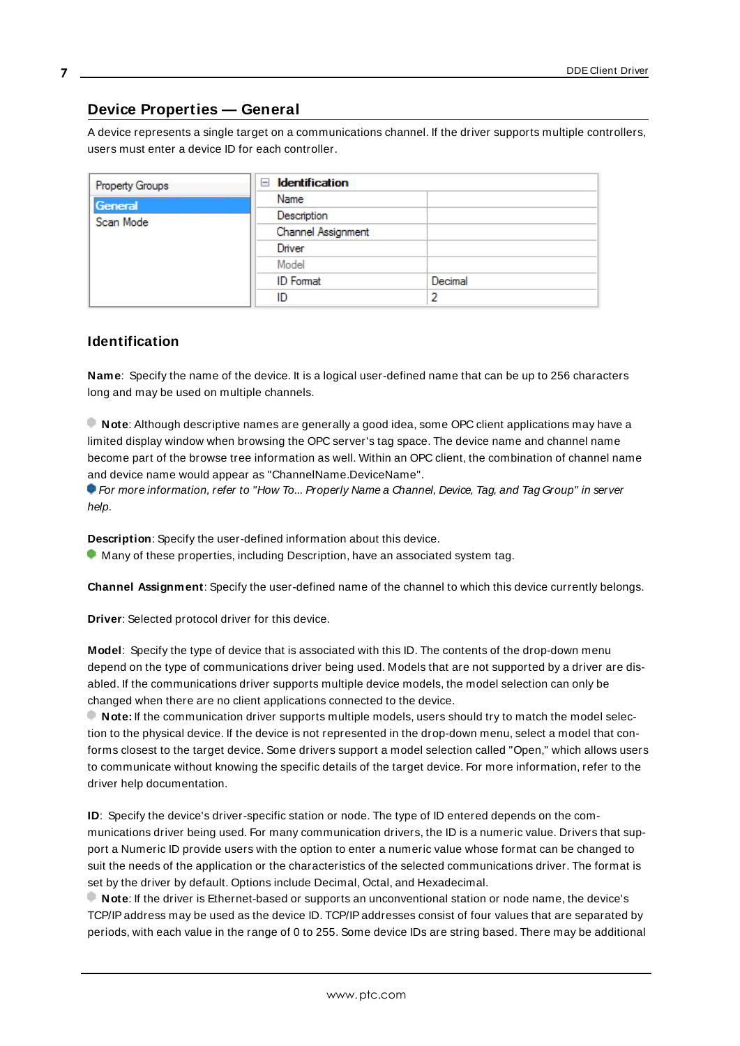## Device Properties — General

A device represents a single target on a communications channel. If the driver supports multiple controllers, users must enter a device ID for each controller.

| Property Groups | Identification | |
|---|---|---|
| General | Name | |
| Scan Mode | Description | |
| | Channel Assignment | |
| | Driver | |
| | Model | |
| | ID Format | Decimal |
| | ID | 2 |

### Identification

**Name**: Specify the name of the device. It is a logical user-defined name that can be up to 256 characters long and may be used on multiple channels.

**Note**: Although descriptive names are generally a good idea, some OPC client applications may have a limited display window when browsing the OPC server's tag space. The device name and channel name become part of the browse tree information as well. Within an OPC client, the combination of channel name and device name would appear as "ChannelName.DeviceName".

*For more information, refer to "How To... Properly Name a Channel, Device, Tag, and Tag Group" in server help.*

**Description**: Specify the user-defined information about this device.

Many of these properties, including Description, have an associated system tag.

**Channel Assignment**: Specify the user-defined name of the channel to which this device currently belongs.

**Driver**: Selected protocol driver for this device.

**Model**: Specify the type of device that is associated with this ID. The contents of the drop-down menu depend on the type of communications driver being used. Models that are not supported by a driver are disabled. If the communications driver supports multiple device models, the model selection can only be changed when there are no client applications connected to the device.

**Note:** If the communication driver supports multiple models, users should try to match the model selection to the physical device. If the device is not represented in the drop-down menu, select a model that conforms closest to the target device. Some drivers support a model selection called "Open," which allows users to communicate without knowing the specific details of the target device. For more information, refer to the driver help documentation.

**ID**: Specify the device's driver-specific station or node. The type of ID entered depends on the communications driver being used. For many communication drivers, the ID is a numeric value. Drivers that support a Numeric ID provide users with the option to enter a numeric value whose format can be changed to suit the needs of the application or the characteristics of the selected communications driver. The format is set by the driver by default. Options include Decimal, Octal, and Hexadecimal.

**Note**: If the driver is Ethernet-based or supports an unconventional station or node name, the device's TCP/IP address may be used as the device ID. TCP/IP addresses consist of four values that are separated by periods, with each value in the range of 0 to 255. Some device IDs are string based. There may be additional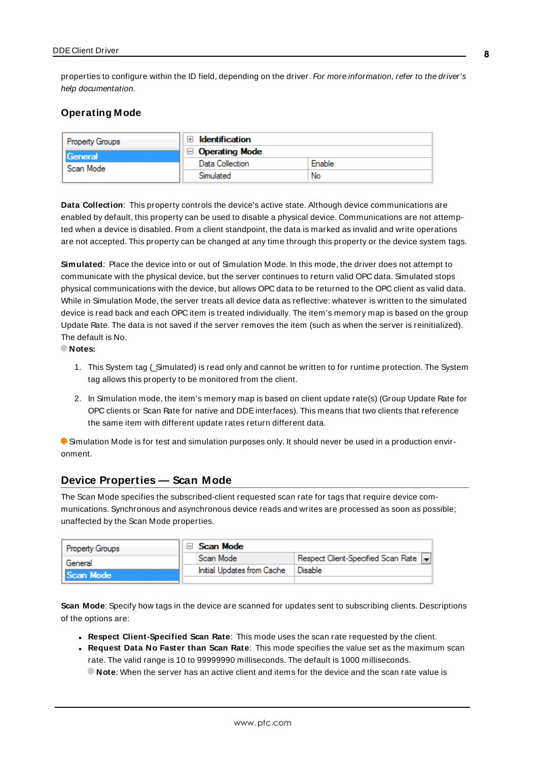properties to configure within the ID field, depending on the driver. *For more information, refer to the driver's help documentation.*

### Operating Mode

| Property Groups | | |
|---|---|---|
| General | **Identification** | |
| Scan Mode | **Operating Mode** | |
| | Data Collection | Enable |
| | Simulated | No |

**Data Collection**: This property controls the device's active state. Although device communications are enabled by default, this property can be used to disable a physical device. Communications are not attempted when a device is disabled. From a client standpoint, the data is marked as invalid and write operations are not accepted. This property can be changed at any time through this property or the device system tags.

**Simulated**: Place the device into or out of Simulation Mode. In this mode, the driver does not attempt to communicate with the physical device, but the server continues to return valid OPC data. Simulated stops physical communications with the device, but allows OPC data to be returned to the OPC client as valid data. While in Simulation Mode, the server treats all device data as reflective: whatever is written to the simulated device is read back and each OPC item is treated individually. The item's memory map is based on the group Update Rate. The data is not saved if the server removes the item (such as when the server is reinitialized). The default is No.

**Notes:**

1. This System tag (_Simulated) is read only and cannot be written to for runtime protection. The System tag allows this property to be monitored from the client.

2. In Simulation mode, the item's memory map is based on client update rate(s) (Group Update Rate for OPC clients or Scan Rate for native and DDE interfaces). This means that two clients that reference the same item with different update rates return different data.

Simulation Mode is for test and simulation purposes only. It should never be used in a production environment.

## Device Properties — Scan Mode

The Scan Mode specifies the subscribed-client requested scan rate for tags that require device communications. Synchronous and asynchronous device reads and writes are processed as soon as possible; unaffected by the Scan Mode properties.

| Property Groups | | |
|---|---|---|
| General | **Scan Mode** | |
| Scan Mode | Scan Mode | Respect Client-Specified Scan Rate |
| | Initial Updates from Cache | Disable |

**Scan Mode**: Specify how tags in the device are scanned for updates sent to subscribing clients. Descriptions of the options are:

- **Respect Client-Specified Scan Rate**: This mode uses the scan rate requested by the client.
- **Request Data No Faster than Scan Rate**: This mode specifies the value set as the maximum scan rate. The valid range is 10 to 99999990 milliseconds. The default is 1000 milliseconds.

  **Note**: When the server has an active client and items for the device and the scan rate value is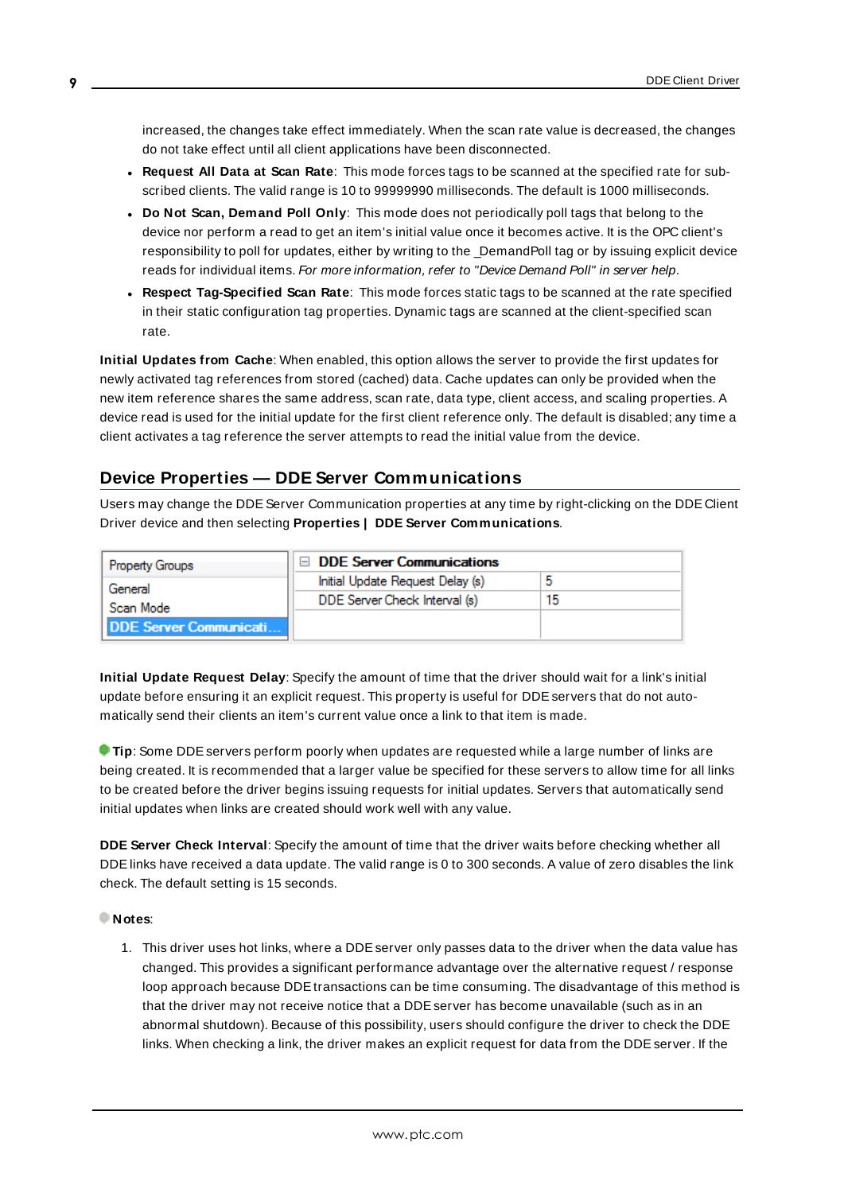increased, the changes take effect immediately. When the scan rate value is decreased, the changes do not take effect until all client applications have been disconnected.

- **Request All Data at Scan Rate**: This mode forces tags to be scanned at the specified rate for subscribed clients. The valid range is 10 to 99999990 milliseconds. The default is 1000 milliseconds.
- **Do Not Scan, Demand Poll Only**: This mode does not periodically poll tags that belong to the device nor perform a read to get an item's initial value once it becomes active. It is the OPC client's responsibility to poll for updates, either by writing to the _DemandPoll tag or by issuing explicit device reads for individual items. *For more information, refer to "Device Demand Poll" in server help.*
- **Respect Tag-Specified Scan Rate**: This mode forces static tags to be scanned at the rate specified in their static configuration tag properties. Dynamic tags are scanned at the client-specified scan rate.

**Initial Updates from Cache**: When enabled, this option allows the server to provide the first updates for newly activated tag references from stored (cached) data. Cache updates can only be provided when the new item reference shares the same address, scan rate, data type, client access, and scaling properties. A device read is used for the initial update for the first client reference only. The default is disabled; any time a client activates a tag reference the server attempts to read the initial value from the device.

## Device Properties — DDE Server Communications

Users may change the DDE Server Communication properties at any time by right-clicking on the DDE Client Driver device and then selecting **Properties | DDE Server Communications**.

| Property Groups | DDE Server Communications | |
|---|---|---|
| General | Initial Update Request Delay (s) | 5 |
| Scan Mode | DDE Server Check Interval (s) | 15 |
| DDE Server Communicati... | | |

**Initial Update Request Delay**: Specify the amount of time that the driver should wait for a link's initial update before ensuring it an explicit request. This property is useful for DDE servers that do not automatically send their clients an item's current value once a link to that item is made.

**Tip**: Some DDE servers perform poorly when updates are requested while a large number of links are being created. It is recommended that a larger value be specified for these servers to allow time for all links to be created before the driver begins issuing requests for initial updates. Servers that automatically send initial updates when links are created should work well with any value.

**DDE Server Check Interval**: Specify the amount of time that the driver waits before checking whether all DDE links have received a data update. The valid range is 0 to 300 seconds. A value of zero disables the link check. The default setting is 15 seconds.

**Notes**:

1. This driver uses hot links, where a DDE server only passes data to the driver when the data value has changed. This provides a significant performance advantage over the alternative request / response loop approach because DDE transactions can be time consuming. The disadvantage of this method is that the driver may not receive notice that a DDE server has become unavailable (such as in an abnormal shutdown). Because of this possibility, users should configure the driver to check the DDE links. When checking a link, the driver makes an explicit request for data from the DDE server. If the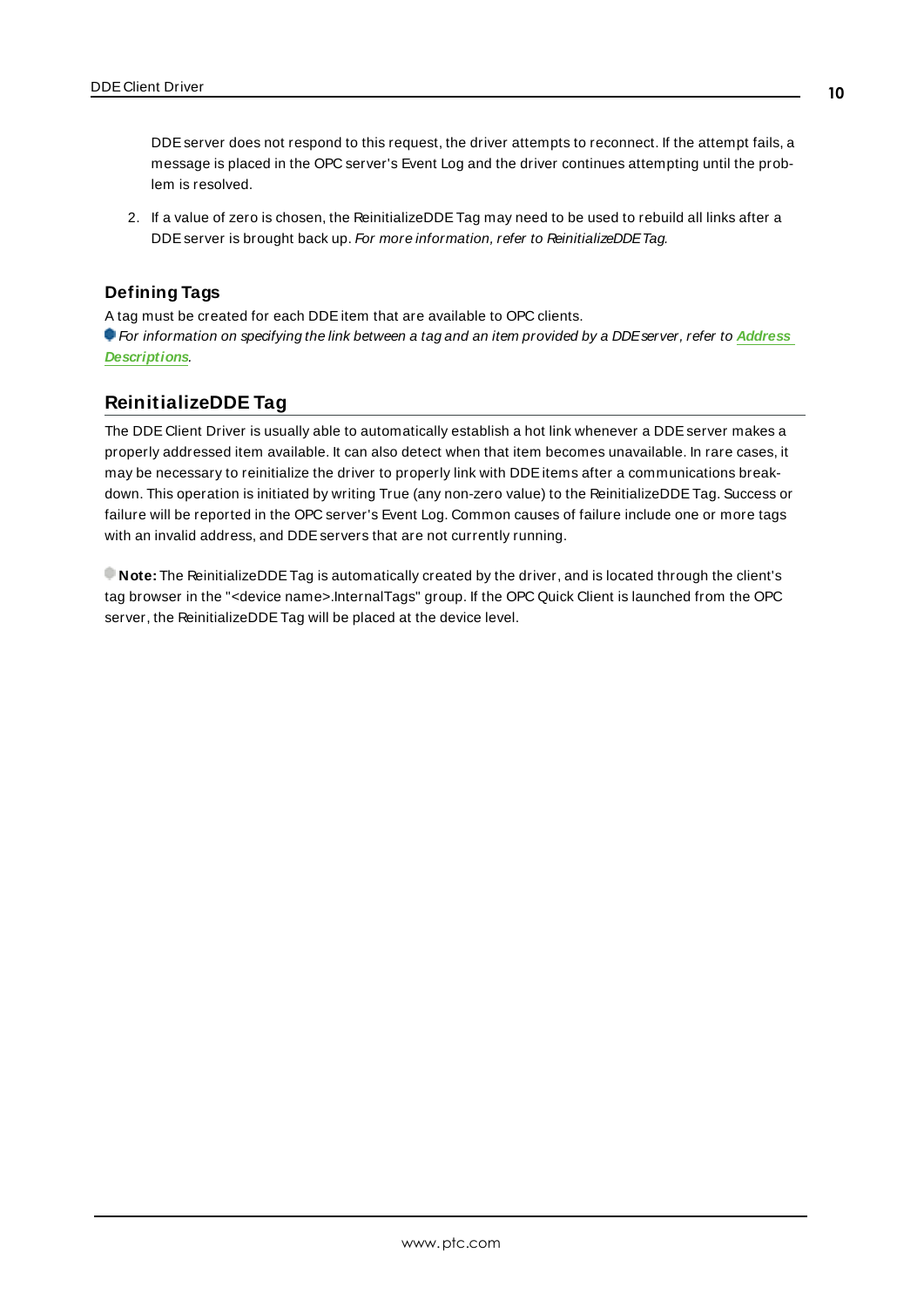DDE server does not respond to this request, the driver attempts to reconnect. If the attempt fails, a message is placed in the OPC server's Event Log and the driver continues attempting until the problem is resolved.

2. If a value of zero is chosen, the ReinitializeDDE Tag may need to be used to rebuild all links after a DDE server is brought back up. *For more information, refer to ReinitializeDDE Tag.*

### Defining Tags

A tag must be created for each DDE item that are available to OPC clients.

*For information on specifying the link between a tag and an item provided by a DDE server, refer to* ***Address Descriptions****.*

## ReinitializeDDE Tag

The DDE Client Driver is usually able to automatically establish a hot link whenever a DDE server makes a properly addressed item available. It can also detect when that item becomes unavailable. In rare cases, it may be necessary to reinitialize the driver to properly link with DDE items after a communications breakdown. This operation is initiated by writing True (any non-zero value) to the ReinitializeDDE Tag. Success or failure will be reported in the OPC server's Event Log. Common causes of failure include one or more tags with an invalid address, and DDE servers that are not currently running.

**Note:** The ReinitializeDDE Tag is automatically created by the driver, and is located through the client's tag browser in the "<device name>.InternalTags" group. If the OPC Quick Client is launched from the OPC server, the ReinitializeDDE Tag will be placed at the device level.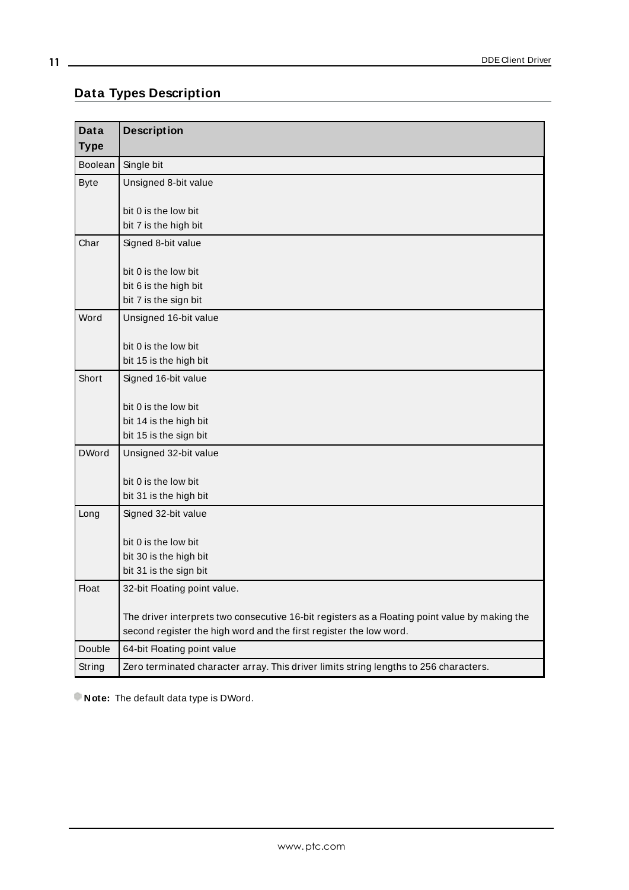## Data Types Description

| Data Type | Description |
|---|---|
| Boolean | Single bit |
| Byte | Unsigned 8-bit value<br><br>bit 0 is the low bit<br>bit 7 is the high bit |
| Char | Signed 8-bit value<br><br>bit 0 is the low bit<br>bit 6 is the high bit<br>bit 7 is the sign bit |
| Word | Unsigned 16-bit value<br><br>bit 0 is the low bit<br>bit 15 is the high bit |
| Short | Signed 16-bit value<br><br>bit 0 is the low bit<br>bit 14 is the high bit<br>bit 15 is the sign bit |
| DWord | Unsigned 32-bit value<br><br>bit 0 is the low bit<br>bit 31 is the high bit |
| Long | Signed 32-bit value<br><br>bit 0 is the low bit<br>bit 30 is the high bit<br>bit 31 is the sign bit |
| Float | 32-bit Floating point value.<br><br>The driver interprets two consecutive 16-bit registers as a Floating point value by making the second register the high word and the first register the low word. |
| Double | 64-bit Floating point value |
| String | Zero terminated character array. This driver limits string lengths to 256 characters. |

**Note:** The default data type is DWord.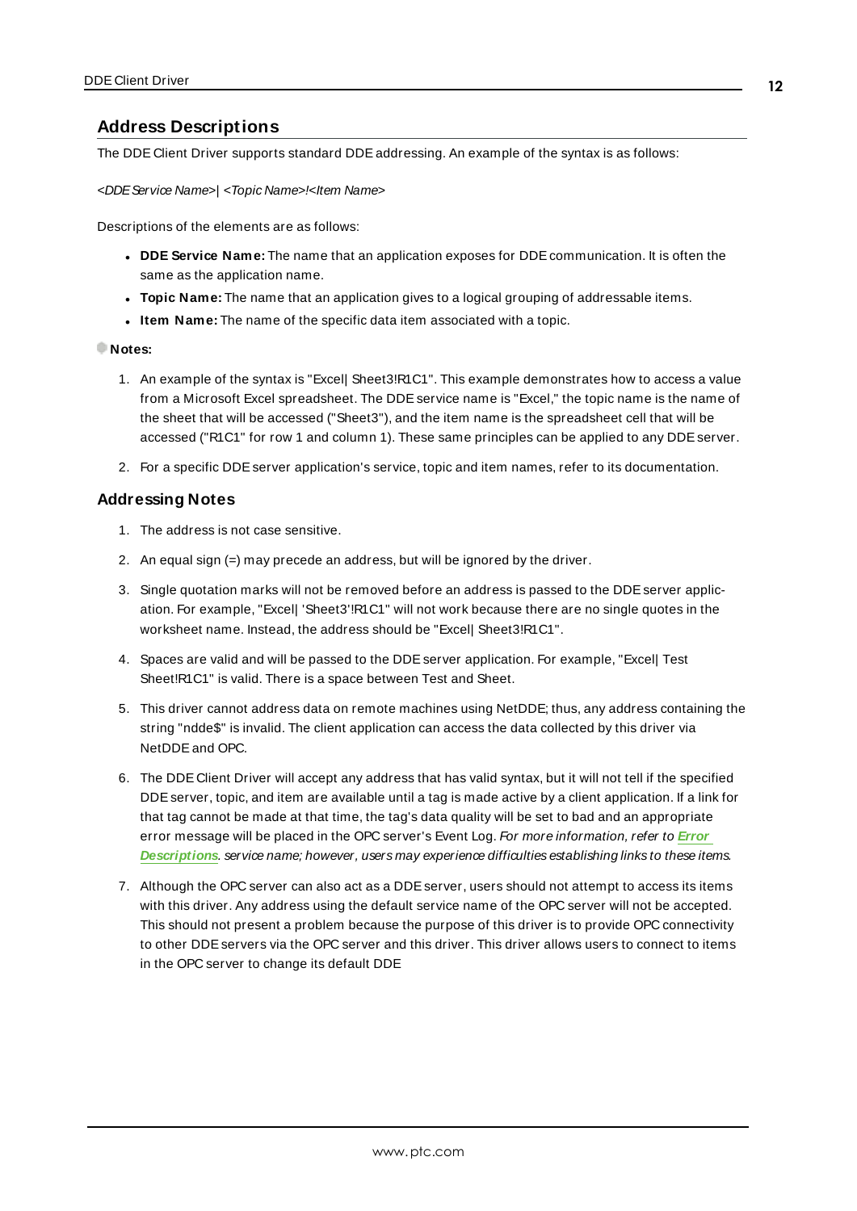## Address Descriptions

The DDE Client Driver supports standard DDE addressing. An example of the syntax is as follows:

*<DDE Service Name>| <Topic Name>!<Item Name>*

Descriptions of the elements are as follows:

- **DDE Service Name:** The name that an application exposes for DDE communication. It is often the same as the application name.
- **Topic Name:** The name that an application gives to a logical grouping of addressable items.
- **Item Name:** The name of the specific data item associated with a topic.

**Notes:**

1. An example of the syntax is "Excel| Sheet3!R1C1". This example demonstrates how to access a value from a Microsoft Excel spreadsheet. The DDE service name is "Excel," the topic name is the name of the sheet that will be accessed ("Sheet3"), and the item name is the spreadsheet cell that will be accessed ("R1C1" for row 1 and column 1). These same principles can be applied to any DDE server.
2. For a specific DDE server application's service, topic and item names, refer to its documentation.

### Addressing Notes

1. The address is not case sensitive.
2. An equal sign (=) may precede an address, but will be ignored by the driver.
3. Single quotation marks will not be removed before an address is passed to the DDE server application. For example, "Excel| 'Sheet3'!R1C1" will not work because there are no single quotes in the worksheet name. Instead, the address should be "Excel| Sheet3!R1C1".
4. Spaces are valid and will be passed to the DDE server application. For example, "Excel| Test Sheet!R1C1" is valid. There is a space between Test and Sheet.
5. This driver cannot address data on remote machines using NetDDE; thus, any address containing the string "ndde$" is invalid. The client application can access the data collected by this driver via NetDDE and OPC.
6. The DDE Client Driver will accept any address that has valid syntax, but it will not tell if the specified DDE server, topic, and item are available until a tag is made active by a client application. If a link for that tag cannot be made at that time, the tag's data quality will be set to bad and an appropriate error message will be placed in the OPC server's Event Log. *For more information, refer to* ***Error Descriptions****. service name; however, users may experience difficulties establishing links to these items.*
7. Although the OPC server can also act as a DDE server, users should not attempt to access its items with this driver. Any address using the default service name of the OPC server will not be accepted. This should not present a problem because the purpose of this driver is to provide OPC connectivity to other DDE servers via the OPC server and this driver. This driver allows users to connect to items in the OPC server to change its default DDE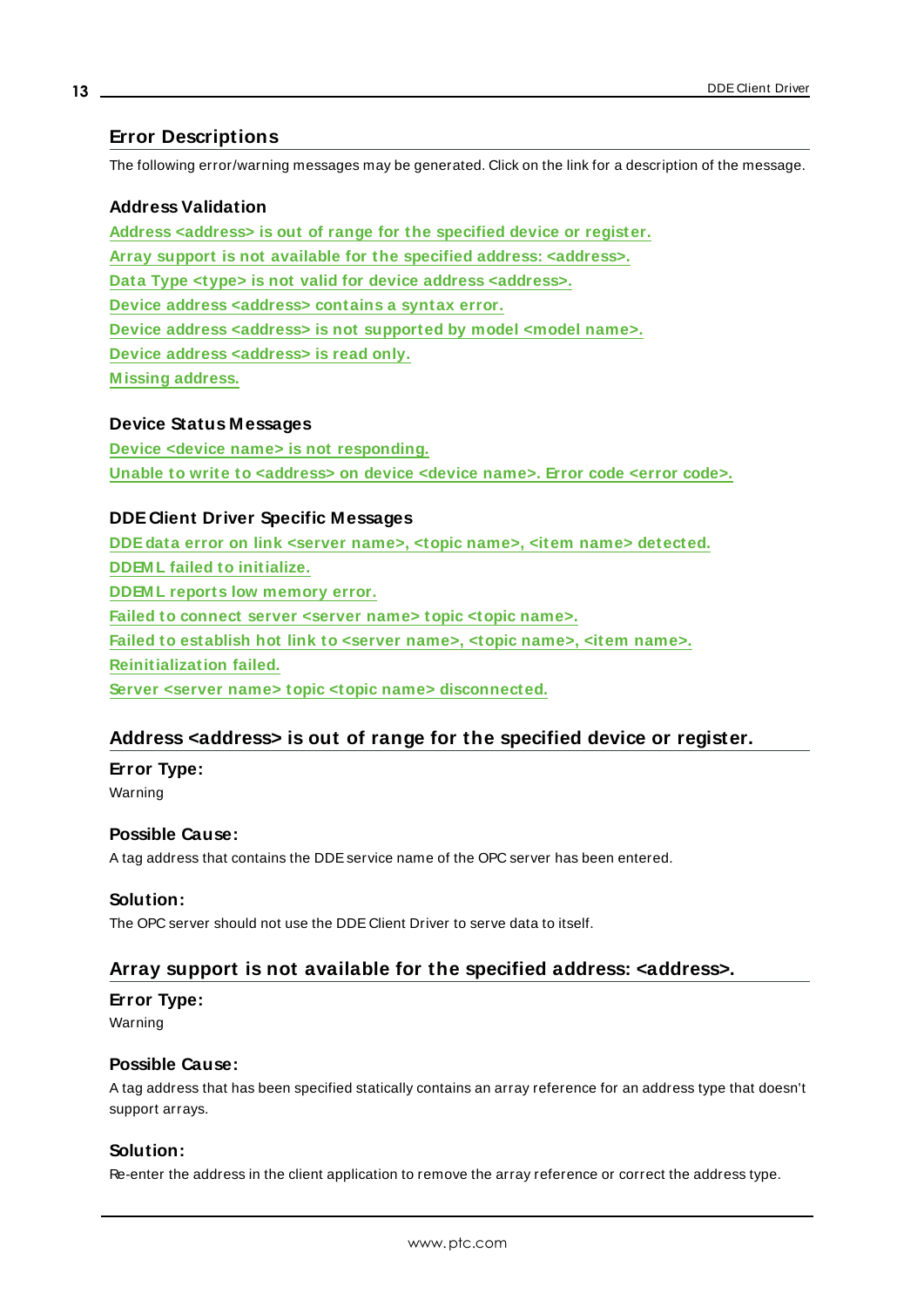## Error Descriptions

The following error/warning messages may be generated. Click on the link for a description of the message.

### Address Validation

Address <address> is out of range for the specified device or register.
Array support is not available for the specified address: <address>.
Data Type <type> is not valid for device address <address>.
Device address <address> contains a syntax error.
Device address <address> is not supported by model <model name>.
Device address <address> is read only.
Missing address.

### Device Status Messages

Device <device name> is not responding.
Unable to write to <address> on device <device name>. Error code <error code>.

### DDE Client Driver Specific Messages

DDE data error on link <server name>, <topic name>, <item name> detected.
DDEML failed to initialize.
DDEML reports low memory error.
Failed to connect server <server name> topic <topic name>.
Failed to establish hot link to <server name>, <topic name>, <item name>.
Reinitialization failed.
Server <server name> topic <topic name> disconnected.

## Address <address> is out of range for the specified device or register.

### Error Type:

Warning

### Possible Cause:

A tag address that contains the DDE service name of the OPC server has been entered.

### Solution:

The OPC server should not use the DDE Client Driver to serve data to itself.

## Array support is not available for the specified address: <address>.

### Error Type:

Warning

### Possible Cause:

A tag address that has been specified statically contains an array reference for an address type that doesn't support arrays.

### Solution:

Re-enter the address in the client application to remove the array reference or correct the address type.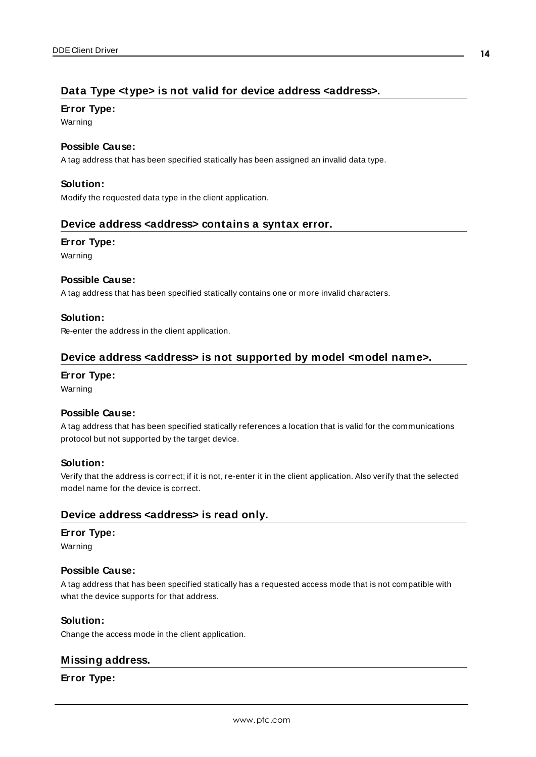## Data Type <type> is not valid for device address <address>.

**Error Type:**

Warning

**Possible Cause:**

A tag address that has been specified statically has been assigned an invalid data type.

**Solution:**

Modify the requested data type in the client application.

## Device address <address> contains a syntax error.

**Error Type:**

Warning

**Possible Cause:**

A tag address that has been specified statically contains one or more invalid characters.

**Solution:**

Re-enter the address in the client application.

## Device address <address> is not supported by model <model name>.

**Error Type:**

Warning

**Possible Cause:**

A tag address that has been specified statically references a location that is valid for the communications protocol but not supported by the target device.

**Solution:**

Verify that the address is correct; if it is not, re-enter it in the client application. Also verify that the selected model name for the device is correct.

## Device address <address> is read only.

**Error Type:**

Warning

**Possible Cause:**

A tag address that has been specified statically has a requested access mode that is not compatible with what the device supports for that address.

**Solution:**

Change the access mode in the client application.

## Missing address.

**Error Type:**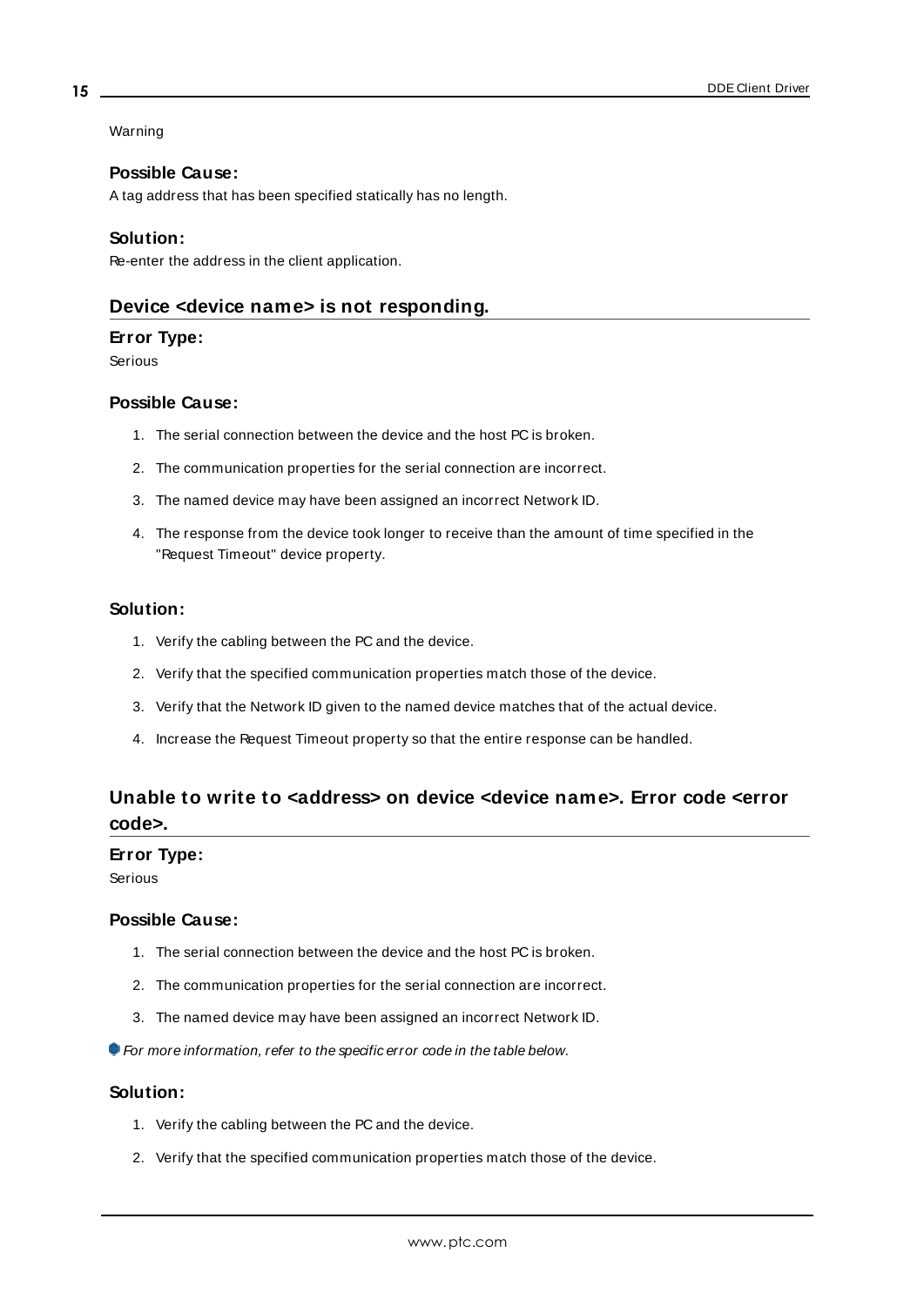Warning

### Possible Cause:

A tag address that has been specified statically has no length.

### Solution:

Re-enter the address in the client application.

## Device <device name> is not responding.

### Error Type:

Serious

### Possible Cause:

1. The serial connection between the device and the host PC is broken.
2. The communication properties for the serial connection are incorrect.
3. The named device may have been assigned an incorrect Network ID.
4. The response from the device took longer to receive than the amount of time specified in the "Request Timeout" device property.

### Solution:

1. Verify the cabling between the PC and the device.
2. Verify that the specified communication properties match those of the device.
3. Verify that the Network ID given to the named device matches that of the actual device.
4. Increase the Request Timeout property so that the entire response can be handled.

## Unable to write to <address> on device <device name>. Error code <error code>.

### Error Type:

Serious

### Possible Cause:

1. The serial connection between the device and the host PC is broken.
2. The communication properties for the serial connection are incorrect.
3. The named device may have been assigned an incorrect Network ID.

*For more information, refer to the specific error code in the table below.*

### Solution:

1. Verify the cabling between the PC and the device.
2. Verify that the specified communication properties match those of the device.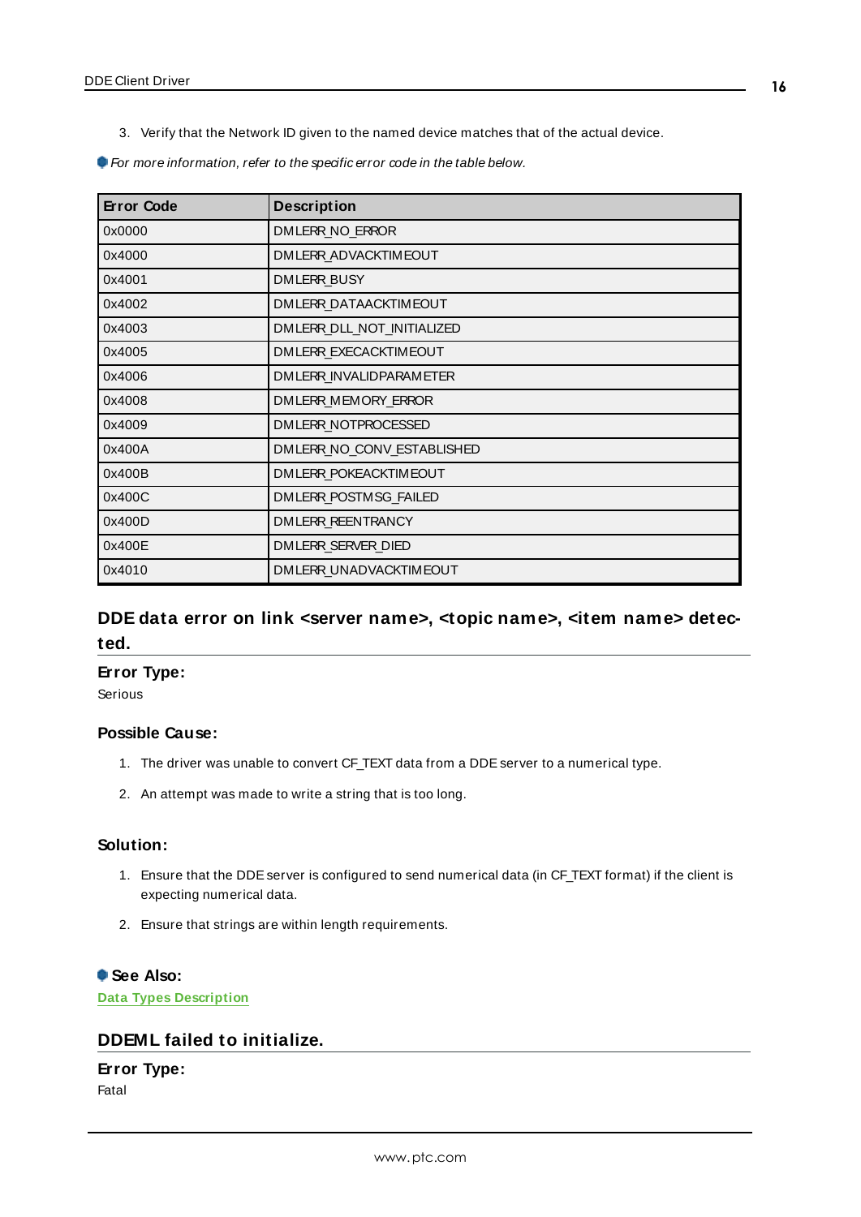3. Verify that the Network ID given to the named device matches that of the actual device.

*For more information, refer to the specific error code in the table below.*

| Error Code | Description |
| --- | --- |
| 0x0000 | DMLERR_NO_ERROR |
| 0x4000 | DMLERR_ADVACKTIMEOUT |
| 0x4001 | DMLERR_BUSY |
| 0x4002 | DMLERR_DATAACKTIMEOUT |
| 0x4003 | DMLERR_DLL_NOT_INITIALIZED |
| 0x4005 | DMLERR_EXECACKTIMEOUT |
| 0x4006 | DMLERR_INVALIDPARAMETER |
| 0x4008 | DMLERR_MEMORY_ERROR |
| 0x4009 | DMLERR_NOTPROCESSED |
| 0x400A | DMLERR_NO_CONV_ESTABLISHED |
| 0x400B | DMLERR_POKEACKTIMEOUT |
| 0x400C | DMLERR_POSTMSG_FAILED |
| 0x400D | DMLERR_REENTRANCY |
| 0x400E | DMLERR_SERVER_DIED |
| 0x4010 | DMLERR_UNADVACKTIMEOUT |

## DDE data error on link <server name>, <topic name>, <item name> detected.

**Error Type:**

Serious

**Possible Cause:**

1. The driver was unable to convert CF_TEXT data from a DDE server to a numerical type.
2. An attempt was made to write a string that is too long.

**Solution:**

1. Ensure that the DDE server is configured to send numerical data (in CF_TEXT format) if the client is expecting numerical data.
2. Ensure that strings are within length requirements.

**See Also:**

**Data Types Description**

## DDEML failed to initialize.

**Error Type:**

Fatal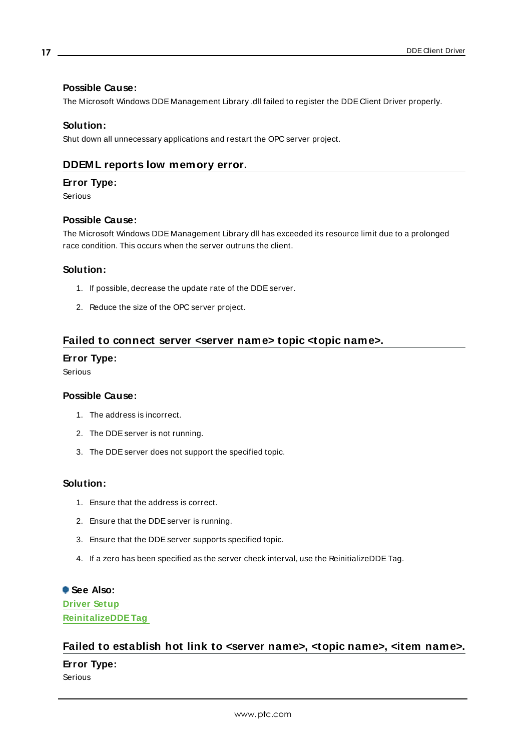#### Possible Cause:

The Microsoft Windows DDE Management Library .dll failed to register the DDE Client Driver properly.

#### Solution:

Shut down all unnecessary applications and restart the OPC server project.

### DDEML reports low memory error.

#### Error Type:

Serious

#### Possible Cause:

The Microsoft Windows DDE Management Library dll has exceeded its resource limit due to a prolonged race condition. This occurs when the server outruns the client.

#### Solution:

1. If possible, decrease the update rate of the DDE server.
2. Reduce the size of the OPC server project.

### Failed to connect server <server name> topic <topic name>.

#### Error Type:

Serious

#### Possible Cause:

1. The address is incorrect.
2. The DDE server is not running.
3. The DDE server does not support the specified topic.

#### Solution:

1. Ensure that the address is correct.
2. Ensure that the DDE server is running.
3. Ensure that the DDE server supports specified topic.
4. If a zero has been specified as the server check interval, use the ReinitializeDDE Tag.

**See Also:**
**Driver Setup**
**ReinitalizeDDE Tag**

### Failed to establish hot link to <server name>, <topic name>, <item name>.

#### Error Type:

Serious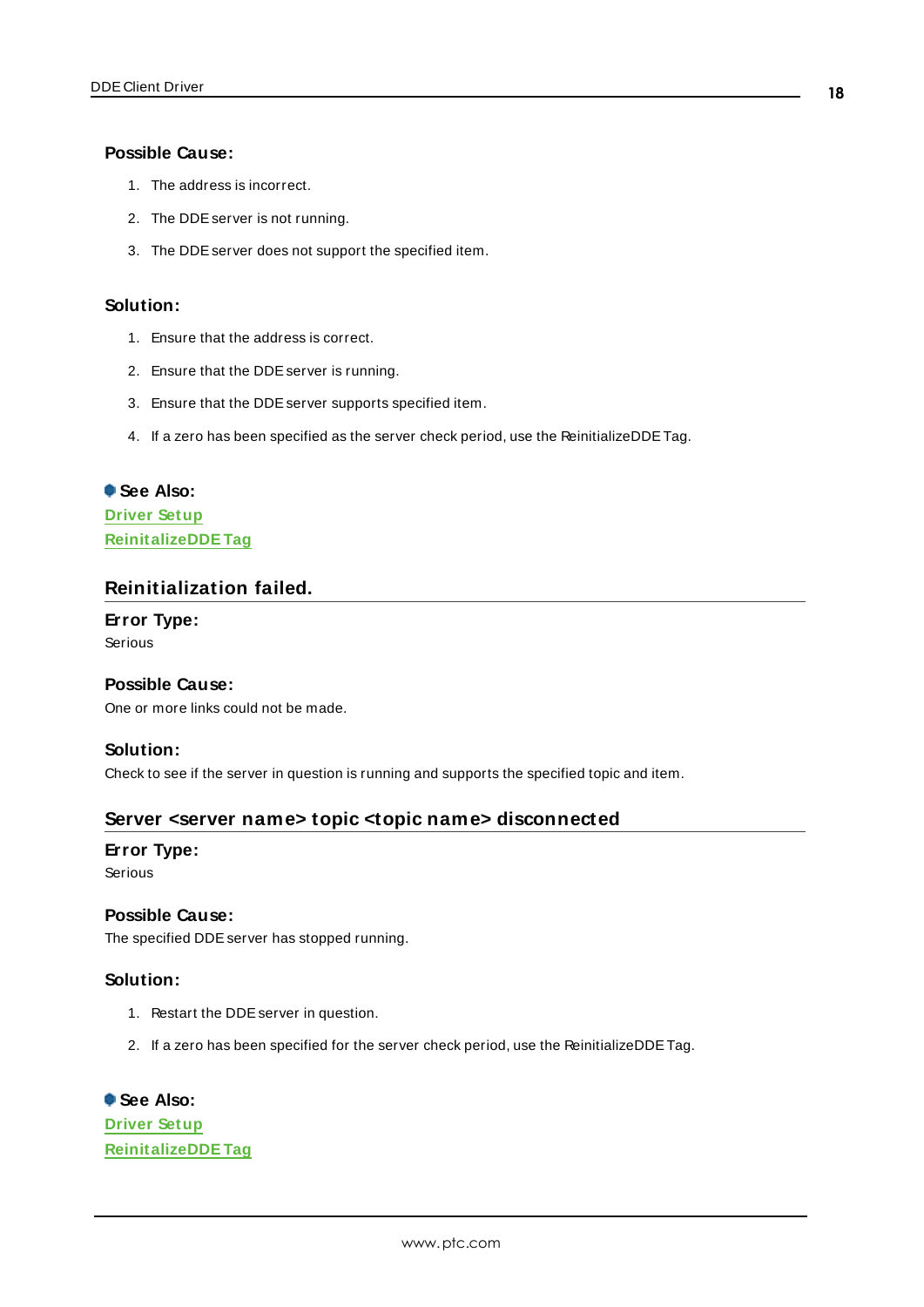#### Possible Cause:

1. The address is incorrect.
2. The DDE server is not running.
3. The DDE server does not support the specified item.

#### Solution:

1. Ensure that the address is correct.
2. Ensure that the DDE server is running.
3. Ensure that the DDE server supports specified item.
4. If a zero has been specified as the server check period, use the ReinitializeDDE Tag.

**See Also:**
Driver Setup
ReinitalizeDDE Tag

### Reinitialization failed.

#### Error Type:
Serious

#### Possible Cause:
One or more links could not be made.

#### Solution:
Check to see if the server in question is running and supports the specified topic and item.

### Server <server name> topic <topic name> disconnected

#### Error Type:
Serious

#### Possible Cause:
The specified DDE server has stopped running.

#### Solution:

1. Restart the DDE server in question.
2. If a zero has been specified for the server check period, use the ReinitializeDDE Tag.

**See Also:**
Driver Setup
ReinitalizeDDE Tag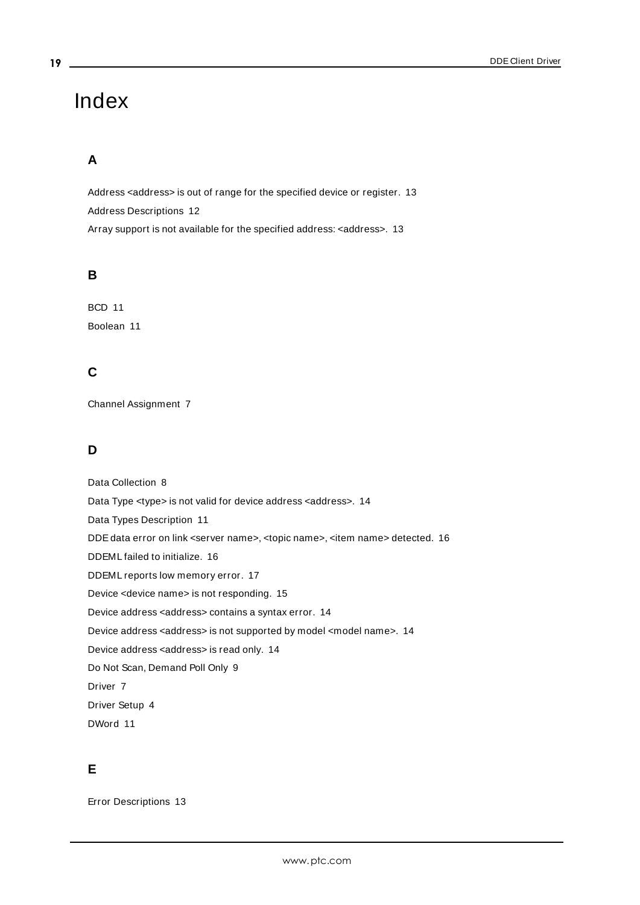# Index

## A

Address <address> is out of range for the specified device or register. 13

Address Descriptions 12

Array support is not available for the specified address: <address>. 13

## B

BCD 11

Boolean 11

## C

Channel Assignment 7

## D

Data Collection 8

Data Type <type> is not valid for device address <address>. 14

Data Types Description 11

DDE data error on link <server name>, <topic name>, <item name> detected. 16

DDEML failed to initialize. 16

DDEML reports low memory error. 17

Device <device name> is not responding. 15

Device address <address> contains a syntax error. 14

Device address <address> is not supported by model <model name>. 14

Device address <address> is read only. 14

Do Not Scan, Demand Poll Only 9

Driver 7

Driver Setup 4

DWord 11

## E

Error Descriptions 13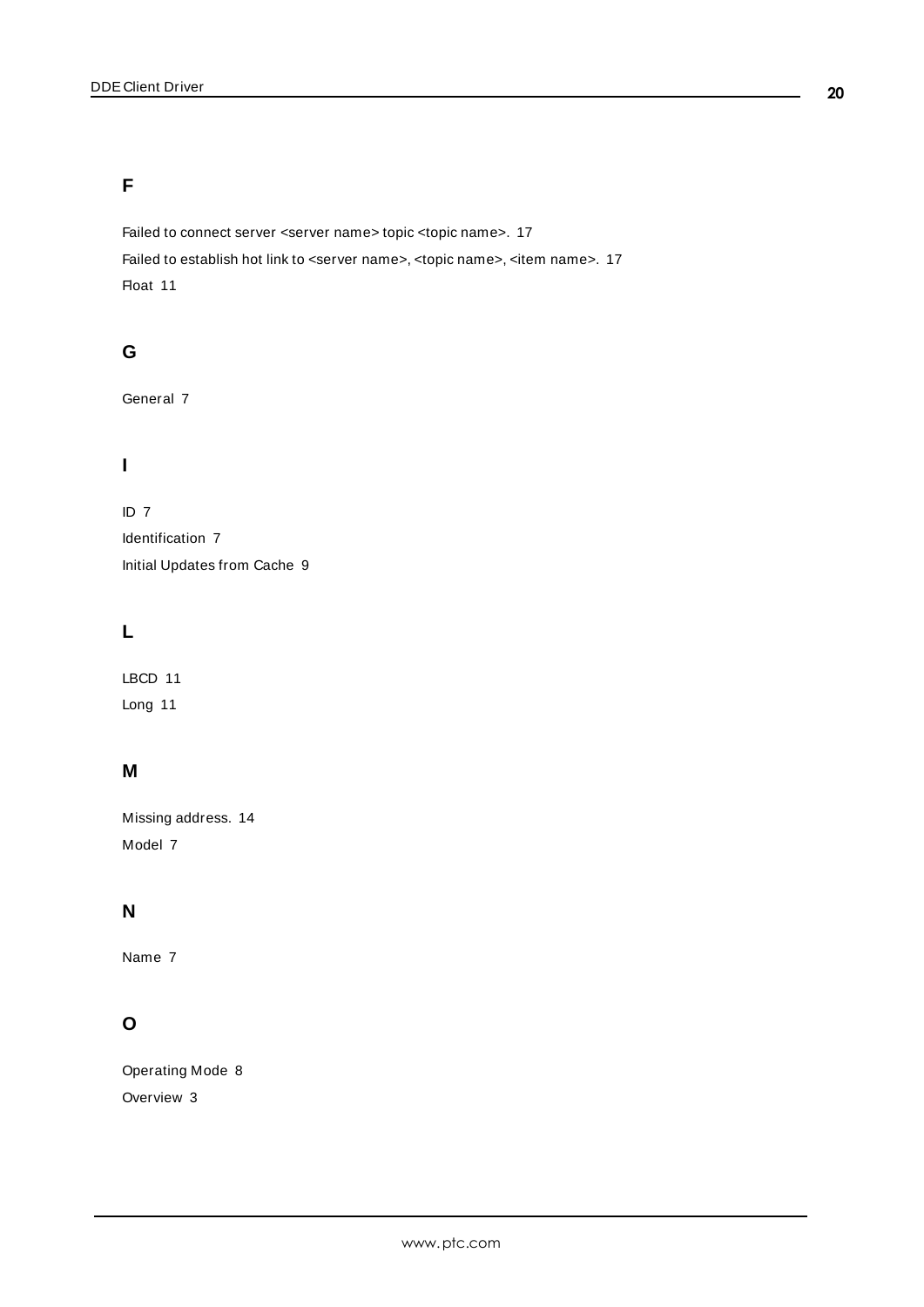## F

Failed to connect server <server name> topic <topic name>. 17

Failed to establish hot link to <server name>, <topic name>, <item name>. 17

Float 11

## G

General 7

## I

ID 7

Identification 7

Initial Updates from Cache 9

## L

LBCD 11

Long 11

## M

Missing address. 14

Model 7

## N

Name 7

## O

Operating Mode 8

Overview 3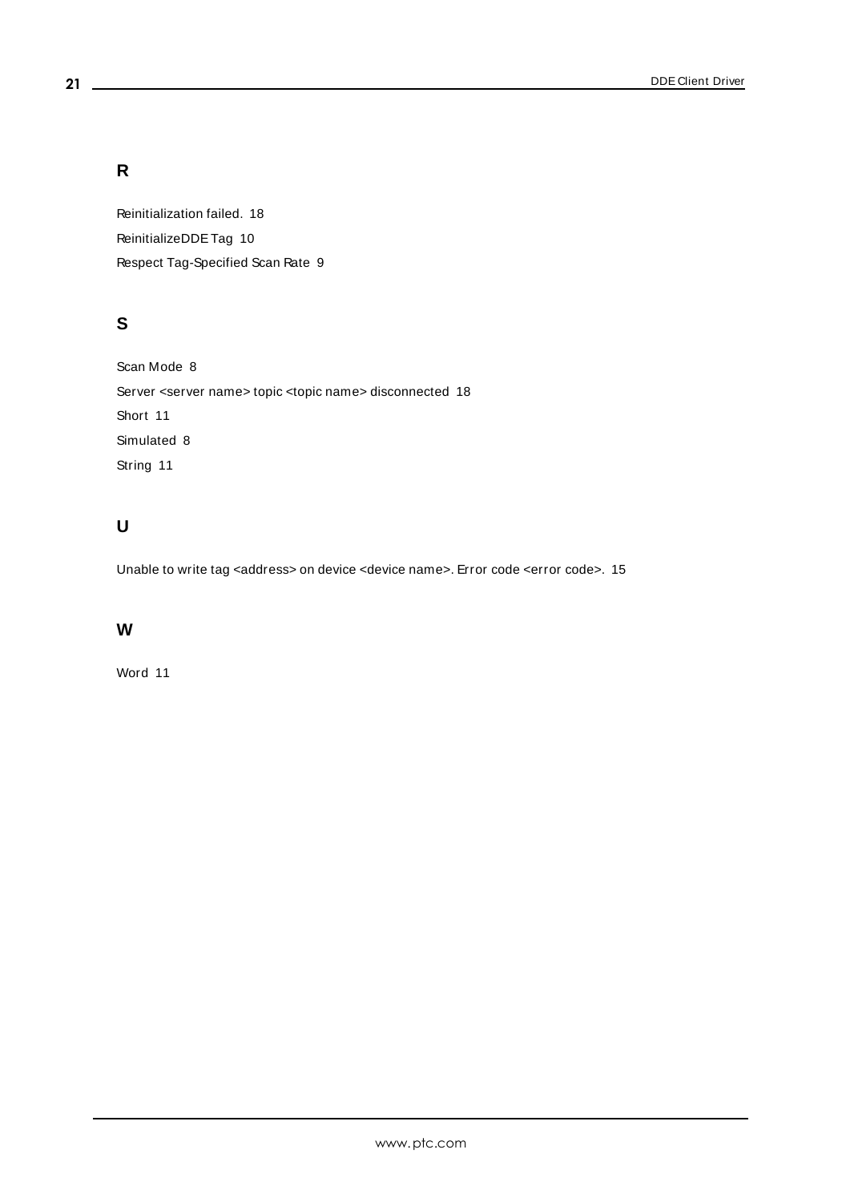## R

Reinitialization failed. 18

ReinitializeDDE Tag 10

Respect Tag-Specified Scan Rate 9

## S

Scan Mode 8

Server <server name> topic <topic name> disconnected 18

Short 11

Simulated 8

String 11

## U

Unable to write tag <address> on device <device name>. Error code <error code>. 15

## W

Word 11